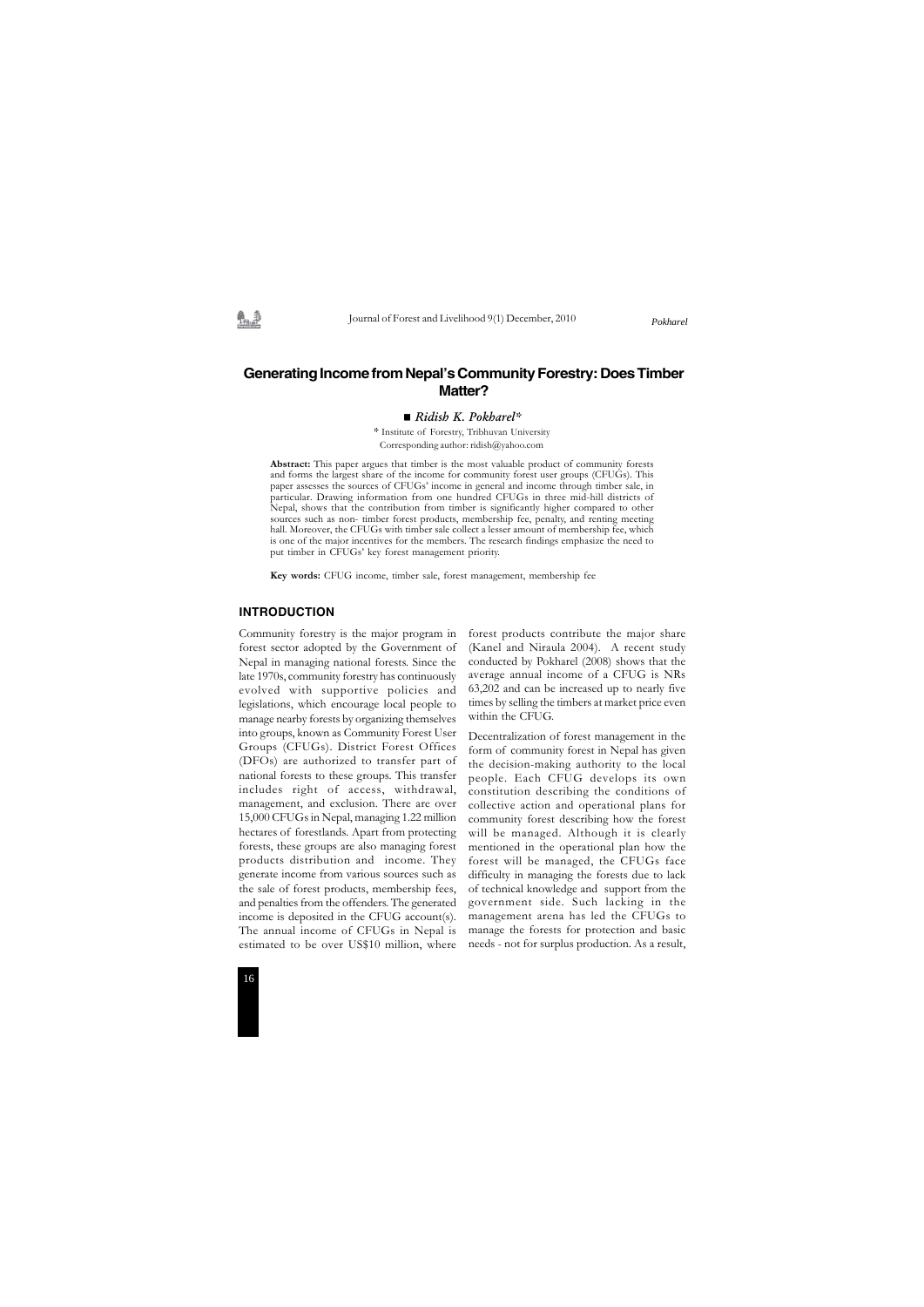# Generating Income from Nepal's Community Forestry: Does Timber Matter?

■ *Ridish K. Pokharel**

\* Institute of Forestry, Tribhuvan University
Corresponding author: ridish@yahoo.com

**Abstract:** This paper argues that timber is the most valuable product of community forests and forms the largest share of the income for community forest user groups (CFUGs). This paper assesses the sources of CFUGs' income in general and income through timber sale, in particular. Drawing information from one hundred CFUGs in three mid-hill districts of Nepal, shows that the contribution from timber is significantly higher compared to other sources such as non- timber forest products, membership fee, penalty, and renting meeting hall. Moreover, the CFUGs with timber sale collect a lesser amount of membership fee, which is one of the major incentives for the members. The research findings emphasize the need to put timber in CFUGs' key forest management priority.

**Key words:** CFUG income, timber sale, forest management, membership fee

## INTRODUCTION

Community forestry is the major program in forest sector adopted by the Government of Nepal in managing national forests. Since the late 1970s, community forestry has continuously evolved with supportive policies and legislations, which encourage local people to manage nearby forests by organizing themselves into groups, known as Community Forest User Groups (CFUGs). District Forest Offices (DFOs) are authorized to transfer part of national forests to these groups. This transfer includes right of access, withdrawal, management, and exclusion. There are over 15,000 CFUGs in Nepal, managing 1.22 million hectares of forestlands. Apart from protecting forests, these groups are also managing forest products distribution and income. They generate income from various sources such as the sale of forest products, membership fees, and penalties from the offenders. The generated income is deposited in the CFUG account(s). The annual income of CFUGs in Nepal is estimated to be over US$10 million, where forest products contribute the major share (Kanel and Niraula 2004). A recent study conducted by Pokharel (2008) shows that the average annual income of a CFUG is NRs 63,202 and can be increased up to nearly five times by selling the timbers at market price even within the CFUG.

Decentralization of forest management in the form of community forest in Nepal has given the decision-making authority to the local people. Each CFUG develops its own constitution describing the conditions of collective action and operational plans for community forest describing how the forest will be managed. Although it is clearly mentioned in the operational plan how the forest will be managed, the CFUGs face difficulty in managing the forests due to lack of technical knowledge and support from the government side. Such lacking in the management arena has led the CFUGs to manage the forests for protection and basic needs - not for surplus production. As a result,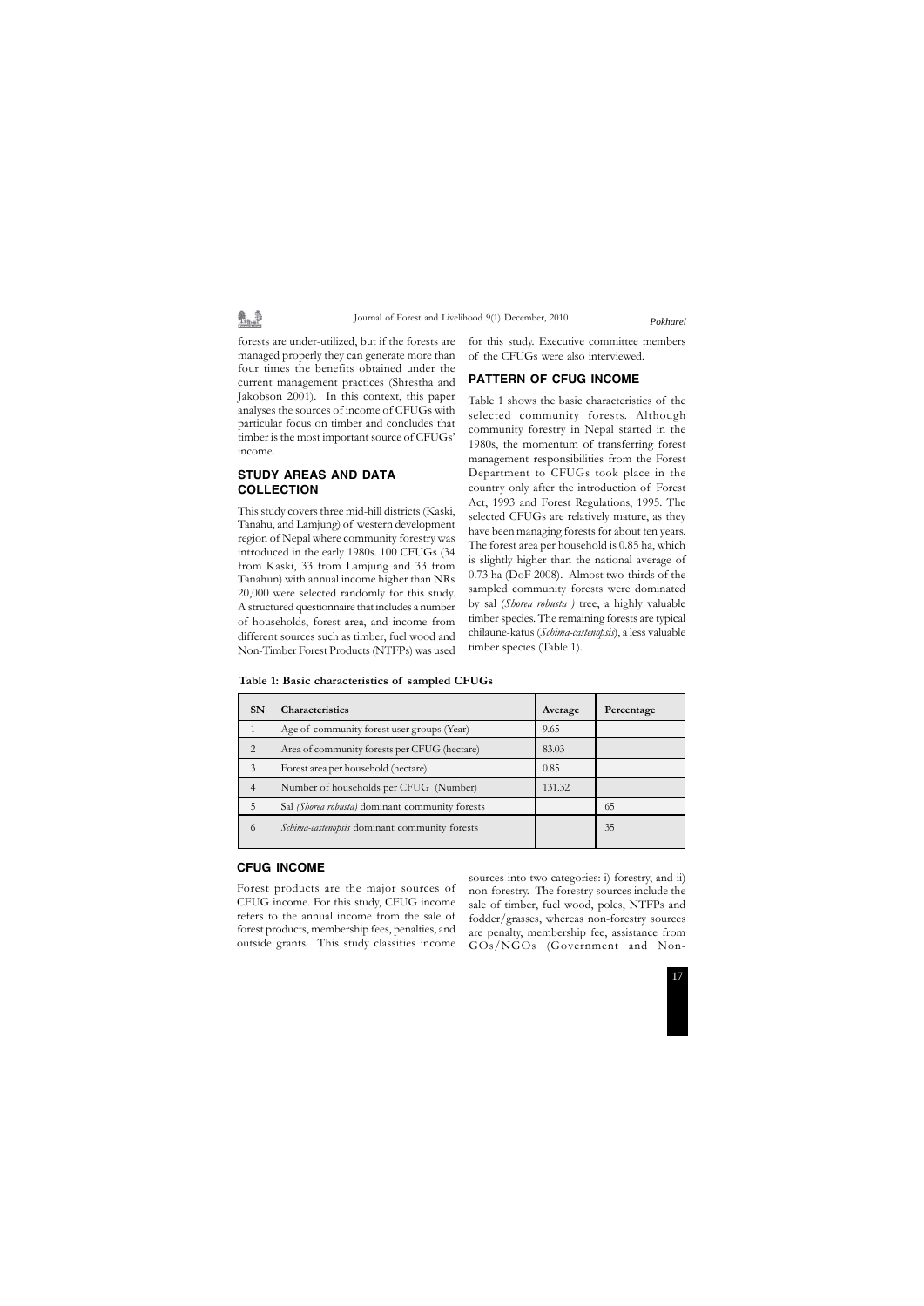forests are under-utilized, but if the forests are managed properly they can generate more than four times the benefits obtained under the current management practices (Shrestha and Jakobson 2001). In this context, this paper analyses the sources of income of CFUGs with particular focus on timber and concludes that timber is the most important source of CFUGs' income.

## STUDY AREAS AND DATA COLLECTION

This study covers three mid-hill districts (Kaski, Tanahu, and Lamjung) of western development region of Nepal where community forestry was introduced in the early 1980s. 100 CFUGs (34 from Kaski, 33 from Lamjung and 33 from Tanahun) with annual income higher than NRs 20,000 were selected randomly for this study. A structured questionnaire that includes a number of households, forest area, and income from different sources such as timber, fuel wood and Non-Timber Forest Products (NTFPs) was used for this study. Executive committee members of the CFUGs were also interviewed.

## PATTERN OF CFUG INCOME

Table 1 shows the basic characteristics of the selected community forests. Although community forestry in Nepal started in the 1980s, the momentum of transferring forest management responsibilities from the Forest Department to CFUGs took place in the country only after the introduction of Forest Act, 1993 and Forest Regulations, 1995. The selected CFUGs are relatively mature, as they have been managing forests for about ten years. The forest area per household is 0.85 ha, which is slightly higher than the national average of 0.73 ha (DoF 2008). Almost two-thirds of the sampled community forests were dominated by sal (*Shorea robusta* ) tree, a highly valuable timber species. The remaining forests are typical chilaune-katus (*Schima-castenopsis*), a less valuable timber species (Table 1).

**Table 1: Basic characteristics of sampled CFUGs**

| SN | Characteristics | Average | Percentage |
|---|---|---|---|
| 1 | Age of community forest user groups (Year) | 9.65 | |
| 2 | Area of community forests per CFUG (hectare) | 83.03 | |
| 3 | Forest area per household (hectare) | 0.85 | |
| 4 | Number of households per CFUG (Number) | 131.32 | |
| 5 | Sal *(Shorea robusta)* dominant community forests | | 65 |
| 6 | *Schima-castenopsis* dominant community forests | | 35 |

## CFUG INCOME

Forest products are the major sources of CFUG income. For this study, CFUG income refers to the annual income from the sale of forest products, membership fees, penalties, and outside grants. This study classifies income sources into two categories: i) forestry, and ii) non-forestry. The forestry sources include the sale of timber, fuel wood, poles, NTFPs and fodder/grasses, whereas non-forestry sources are penalty, membership fee, assistance from GOs/NGOs (Government and Non-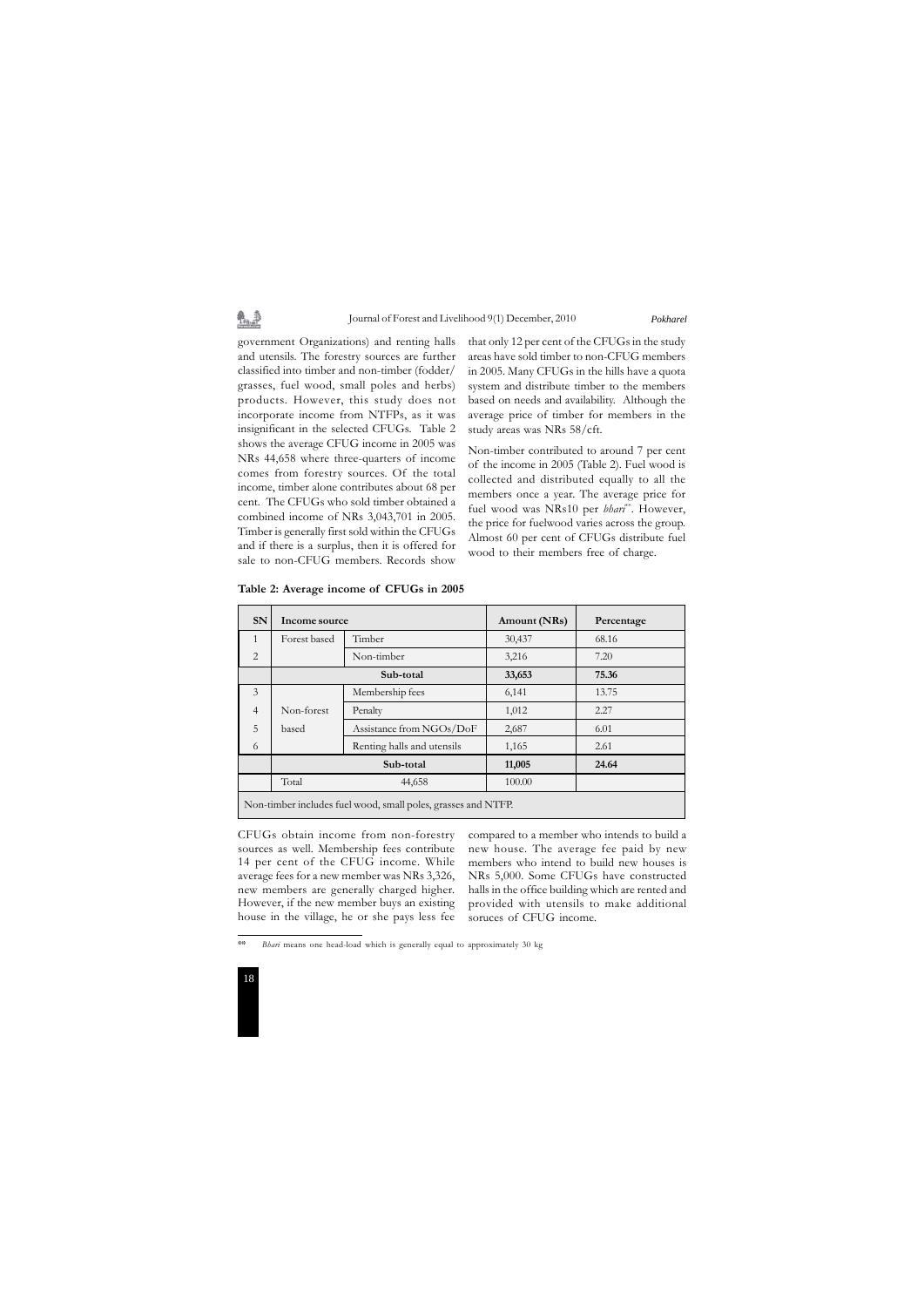government Organizations) and renting halls and utensils. The forestry sources are further classified into timber and non-timber (fodder/grasses, fuel wood, small poles and herbs) products. However, this study does not incorporate income from NTFPs, as it was insignificant in the selected CFUGs. Table 2 shows the average CFUG income in 2005 was NRs 44,658 where three-quarters of income comes from forestry sources. Of the total income, timber alone contributes about 68 per cent. The CFUGs who sold timber obtained a combined income of NRs 3,043,701 in 2005. Timber is generally first sold within the CFUGs and if there is a surplus, then it is offered for sale to non-CFUG members. Records show that only 12 per cent of the CFUGs in the study areas have sold timber to non-CFUG members in 2005. Many CFUGs in the hills have a quota system and distribute timber to the members based on needs and availability. Although the average price of timber for members in the study areas was NRs 58/cft.

Non-timber contributed to around 7 per cent of the income in 2005 (Table 2). Fuel wood is collected and distributed equally to all the members once a year. The average price for fuel wood was NRs10 per *bhari*[**]. However, the price for fuelwood varies across the group. Almost 60 per cent of CFUGs distribute fuel wood to their members free of charge.

**Table 2: Average income of CFUGs in 2005**

| SN | Income source | | Amount (NRs) | Percentage |
|---|---|---|---|---|
| 1 | Forest based | Timber | 30,437 | 68.16 |
| 2 | | Non-timber | 3,216 | 7.20 |
| | **Sub-total** | | **33,653** | **75.36** |
| 3 | Non-forest based | Membership fees | 6,141 | 13.75 |
| 4 | | Penalty | 1,012 | 2.27 |
| 5 | | Assistance from NGOs/DoF | 2,687 | 6.01 |
| 6 | | Renting halls and utensils | 1,165 | 2.61 |
| | **Sub-total** | | **11,005** | **24.64** |
| | Total | | 44,658 | 100.00 |

Non-timber includes fuel wood, small poles, grasses and NTFP.

CFUGs obtain income from non-forestry sources as well. Membership fees contribute 14 per cent of the CFUG income. While average fees for a new member was NRs 3,326, new members are generally charged higher. However, if the new member buys an existing house in the village, he or she pays less fee compared to a member who intends to build a new house. The average fee paid by new members who intend to build new houses is NRs 5,000. Some CFUGs have constructed halls in the office building which are rented and provided with utensils to make additional soruces of CFUG income.

---

** *Bhari* means one head-load which is generally equal to approximately 30 kg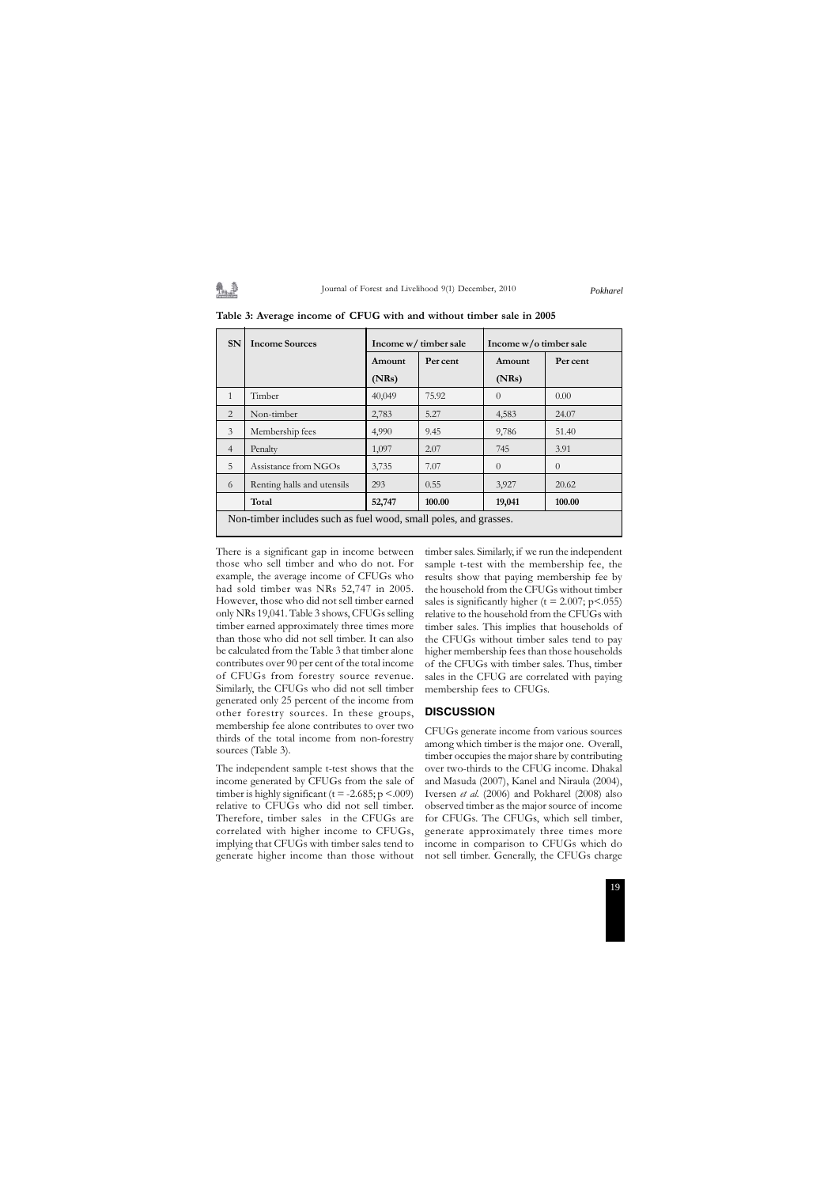**Table 3: Average income of CFUG with and without timber sale in 2005**

| SN | Income Sources | Income w/ timber sale | | Income w/o timber sale | |
|---|---|---|---|---|---|
| | | Amount (NRs) | Per cent | Amount (NRs) | Per cent |
| 1 | Timber | 40,049 | 75.92 | 0 | 0.00 |
| 2 | Non-timber | 2,783 | 5.27 | 4,583 | 24.07 |
| 3 | Membership fees | 4,990 | 9.45 | 9,786 | 51.40 |
| 4 | Penalty | 1,097 | 2.07 | 745 | 3.91 |
| 5 | Assistance from NGOs | 3,735 | 7.07 | 0 | 0 |
| 6 | Renting halls and utensils | 293 | 0.55 | 3,927 | 20.62 |
| | **Total** | **52,747** | **100.00** | **19,041** | **100.00** |

Non-timber includes such as fuel wood, small poles, and grasses.

There is a significant gap in income between those who sell timber and who do not. For example, the average income of CFUGs who had sold timber was NRs 52,747 in 2005. However, those who did not sell timber earned only NRs 19,041. Table 3 shows, CFUGs selling timber earned approximately three times more than those who did not sell timber. It can also be calculated from the Table 3 that timber alone contributes over 90 per cent of the total income of CFUGs from forestry source revenue. Similarly, the CFUGs who did not sell timber generated only 25 percent of the income from other forestry sources. In these groups, membership fee alone contributes to over two thirds of the total income from non-forestry sources (Table 3).

The independent sample t-test shows that the income generated by CFUGs from the sale of timber is highly significant ($t = -2.685$; $p < .009$) relative to CFUGs who did not sell timber. Therefore, timber sales in the CFUGs are correlated with higher income to CFUGs, implying that CFUGs with timber sales tend to generate higher income than those without timber sales. Similarly, if we run the independent sample t-test with the membership fee, the results show that paying membership fee by the household from the CFUGs without timber sales is significantly higher ($t = 2.007$; $p < .055$) relative to the household from the CFUGs with timber sales. This implies that households of the CFUGs without timber sales tend to pay higher membership fees than those households of the CFUGs with timber sales. Thus, timber sales in the CFUG are correlated with paying membership fees to CFUGs.

## DISCUSSION

CFUGs generate income from various sources among which timber is the major one. Overall, timber occupies the major share by contributing over two-thirds to the CFUG income. Dhakal and Masuda (2007), Kanel and Niraula (2004), Iversen *et al.* (2006) and Pokharel (2008) also observed timber as the major source of income for CFUGs. The CFUGs, which sell timber, generate approximately three times more income in comparison to CFUGs which do not sell timber. Generally, the CFUGs charge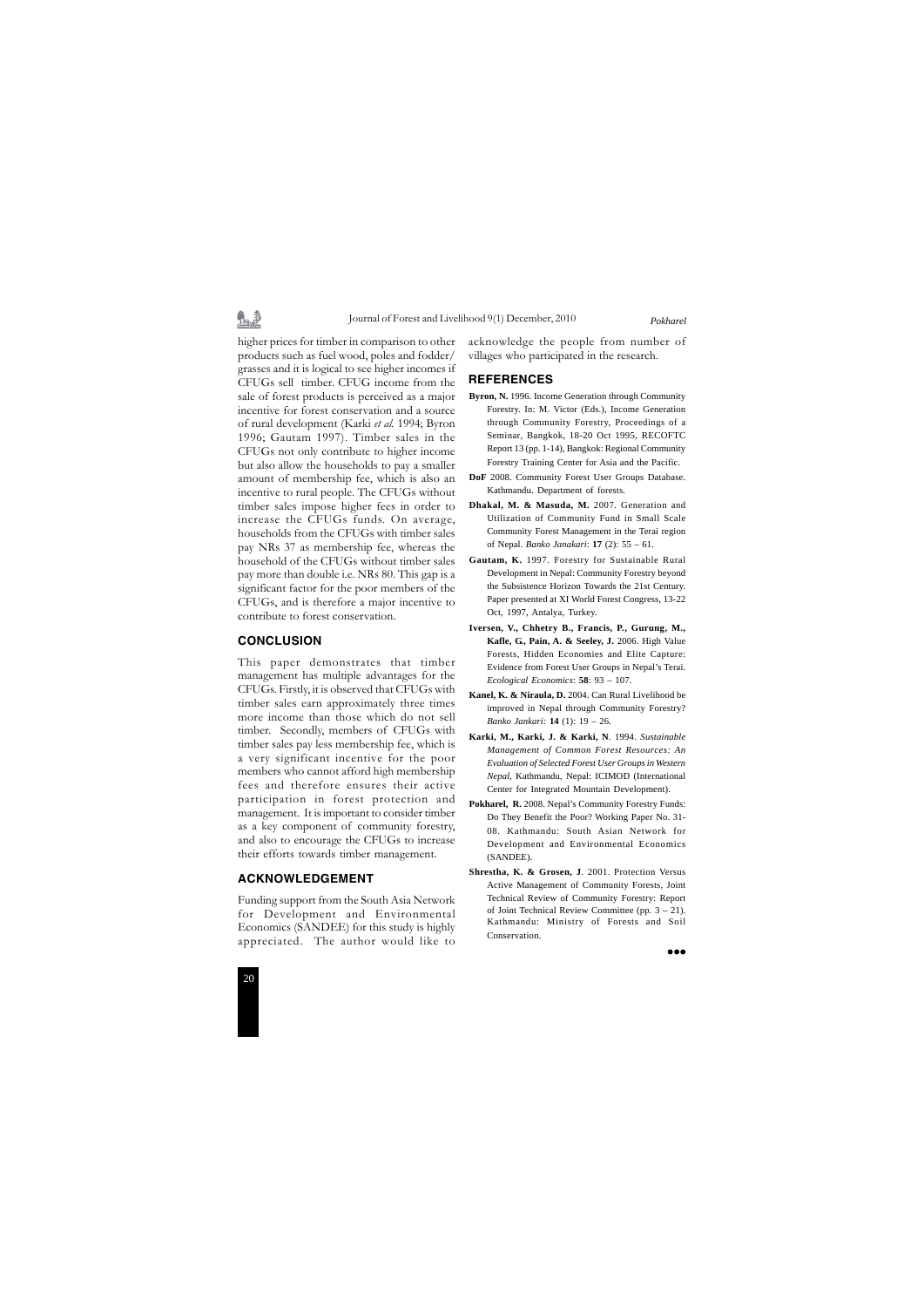higher prices for timber in comparison to other products such as fuel wood, poles and fodder/grasses and it is logical to see higher incomes if CFUGs sell timber. CFUG income from the sale of forest products is perceived as a major incentive for forest conservation and a source of rural development (Karki *et al.* 1994; Byron 1996; Gautam 1997). Timber sales in the CFUGs not only contribute to higher income but also allow the households to pay a smaller amount of membership fee, which is also an incentive to rural people. The CFUGs without timber sales impose higher fees in order to increase the CFUGs funds. On average, households from the CFUGs with timber sales pay NRs 37 as membership fee, whereas the household of the CFUGs without timber sales pay more than double i.e. NRs 80. This gap is a significant factor for the poor members of the CFUGs, and is therefore a major incentive to contribute to forest conservation.

## CONCLUSION

This paper demonstrates that timber management has multiple advantages for the CFUGs. Firstly, it is observed that CFUGs with timber sales earn approximately three times more income than those which do not sell timber. Secondly, members of CFUGs with timber sales pay less membership fee, which is a very significant incentive for the poor members who cannot afford high membership fees and therefore ensures their active participation in forest protection and management. It is important to consider timber as a key component of community forestry, and also to encourage the CFUGs to increase their efforts towards timber management.

## ACKNOWLEDGEMENT

Funding support from the South Asia Network for Development and Environmental Economics (SANDEE) for this study is highly appreciated. The author would like to acknowledge the people from number of villages who participated in the research.

## REFERENCES

**Byron, N.** 1996. Income Generation through Community Forestry. In: M. Victor (Eds.), Income Generation through Community Forestry, Proceedings of a Seminar, Bangkok, 18-20 Oct 1995, RECOFTC Report 13 (pp. 1-14), Bangkok: Regional Community Forestry Training Center for Asia and the Pacific.

**DoF** 2008. Community Forest User Groups Database. Kathmandu. Department of forests.

**Dhakal, M. & Masuda, M.** 2007. Generation and Utilization of Community Fund in Small Scale Community Forest Management in the Terai region of Nepal. *Banko Janakari*: **17** (2): 55 – 61.

**Gautam, K.** 1997. Forestry for Sustainable Rural Development in Nepal: Community Forestry beyond the Subsistence Horizon Towards the 21st Century. Paper presented at XI World Forest Congress, 13-22 Oct, 1997, Antalya, Turkey.

**Iversen, V., Chhetry B., Francis, P., Gurung, M., Kafle, G., Pain, A. & Seeley, J.** 2006. High Value Forests, Hidden Economies and Elite Capture: Evidence from Forest User Groups in Nepal's Terai. *Ecological Economics*: **58**: 93 – 107.

**Kanel, K. & Niraula, D.** 2004. Can Rural Livelihood be improved in Nepal through Community Forestry? *Banko Jankari:* **14** (1): 19 – 26.

**Karki, M., Karki, J. & Karki, N**. 1994. *Sustainable Management of Common Forest Resources: An Evaluation of Selected Forest User Groups in Western Nepal*, Kathmandu, Nepal: ICIMOD (International Center for Integrated Mountain Development).

**Pokharel, R.** 2008. Nepal's Community Forestry Funds: Do They Benefit the Poor? Working Paper No. 31-08. Kathmandu: South Asian Network for Development and Environmental Economics (SANDEE).

**Shrestha, K. & Grøsen, J**. 2001. Protection Versus Active Management of Community Forests, Joint Technical Review of Community Forestry: Report of Joint Technical Review Committee (pp. 3 – 21). Kathmandu: Ministry of Forests and Soil Conservation.